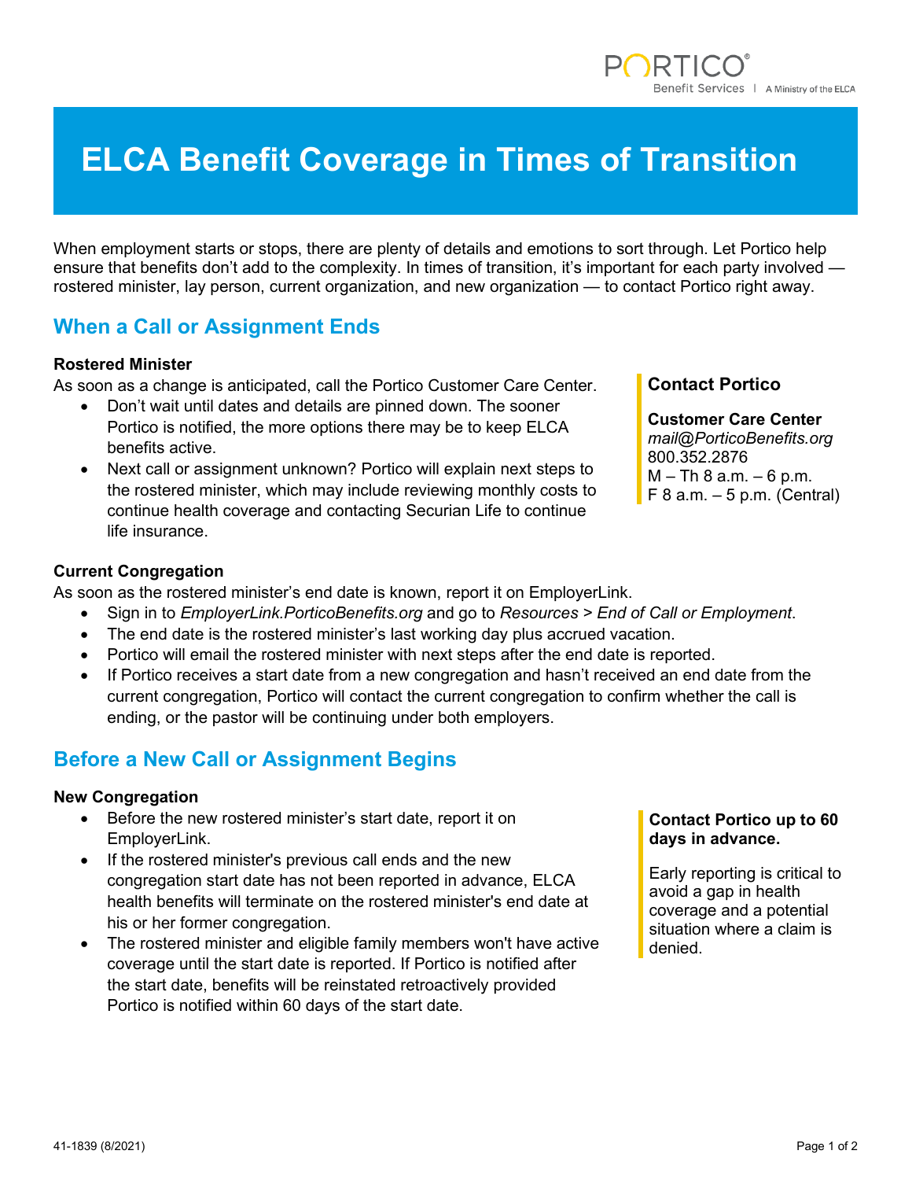PORTICO® Benefit Services | A Ministry of the ELCA

# ELCA Benefit Coverage in Times of Transition

When employment starts or stops, there are plenty of details and emotions to sort through. Let Portico help ensure that benefits don't add to the complexity. In times of transition, it's important for each party involved — rostered minister, lay person, current organization, and new organization — to contact Portico right away.

## When a Call or Assignment Ends

**Rostered Minister**

As soon as a change is anticipated, call the Portico Customer Care Center.

- Don't wait until dates and details are pinned down. The sooner Portico is notified, the more options there may be to keep ELCA benefits active.
- Next call or assignment unknown? Portico will explain next steps to the rostered minister, which may include reviewing monthly costs to continue health coverage and contacting Securian Life to continue life insurance.

**Contact Portico**

**Customer Care Center**
*mail@PorticoBenefits.org*
800.352.2876
M – Th 8 a.m. – 6 p.m.
F 8 a.m. – 5 p.m. (Central)

**Current Congregation**

As soon as the rostered minister's end date is known, report it on EmployerLink.

- Sign in to *EmployerLink.PorticoBenefits.org* and go to *Resources > End of Call or Employment*.
- The end date is the rostered minister's last working day plus accrued vacation.
- Portico will email the rostered minister with next steps after the end date is reported.
- If Portico receives a start date from a new congregation and hasn't received an end date from the current congregation, Portico will contact the current congregation to confirm whether the call is ending, or the pastor will be continuing under both employers.

## Before a New Call or Assignment Begins

**New Congregation**

- Before the new rostered minister's start date, report it on EmployerLink.
- If the rostered minister's previous call ends and the new congregation start date has not been reported in advance, ELCA health benefits will terminate on the rostered minister's end date at his or her former congregation.
- The rostered minister and eligible family members won't have active coverage until the start date is reported. If Portico is notified after the start date, benefits will be reinstated retroactively provided Portico is notified within 60 days of the start date.

**Contact Portico up to 60 days in advance.**

Early reporting is critical to avoid a gap in health coverage and a potential situation where a claim is denied.

41-1839 (8/2021)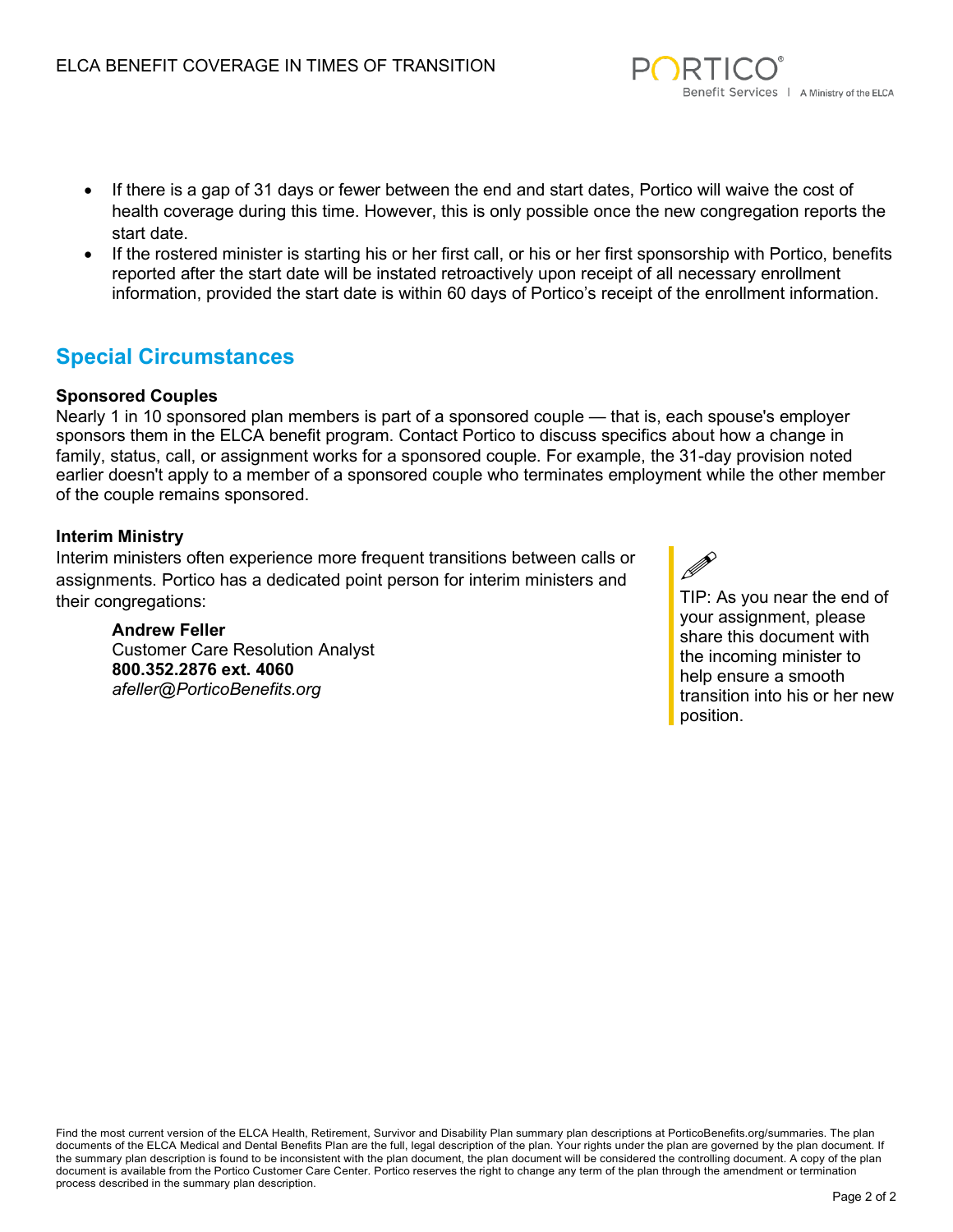- If there is a gap of 31 days or fewer between the end and start dates, Portico will waive the cost of health coverage during this time. However, this is only possible once the new congregation reports the start date.
- If the rostered minister is starting his or her first call, or his or her first sponsorship with Portico, benefits reported after the start date will be instated retroactively upon receipt of all necessary enrollment information, provided the start date is within 60 days of Portico's receipt of the enrollment information.

## Special Circumstances

**Sponsored Couples**

Nearly 1 in 10 sponsored plan members is part of a sponsored couple — that is, each spouse's employer sponsors them in the ELCA benefit program. Contact Portico to discuss specifics about how a change in family, status, call, or assignment works for a sponsored couple. For example, the 31-day provision noted earlier doesn't apply to a member of a sponsored couple who terminates employment while the other member of the couple remains sponsored.

**Interim Ministry**

Interim ministers often experience more frequent transitions between calls or assignments. Portico has a dedicated point person for interim ministers and their congregations:

> **Andrew Feller**
> Customer Care Resolution Analyst
> **800.352.2876 ext. 4060**
> *afeller@PorticoBenefits.org*

TIP: As you near the end of your assignment, please share this document with the incoming minister to help ensure a smooth transition into his or her new position.

Find the most current version of the ELCA Health, Retirement, Survivor and Disability Plan summary plan descriptions at PorticoBenefits.org/summaries. The plan documents of the ELCA Medical and Dental Benefits Plan are the full, legal description of the plan. Your rights under the plan are governed by the plan document. If the summary plan description is found to be inconsistent with the plan document, the plan document will be considered the controlling document. A copy of the plan document is available from the Portico Customer Care Center. Portico reserves the right to change any term of the plan through the amendment or termination process described in the summary plan description.